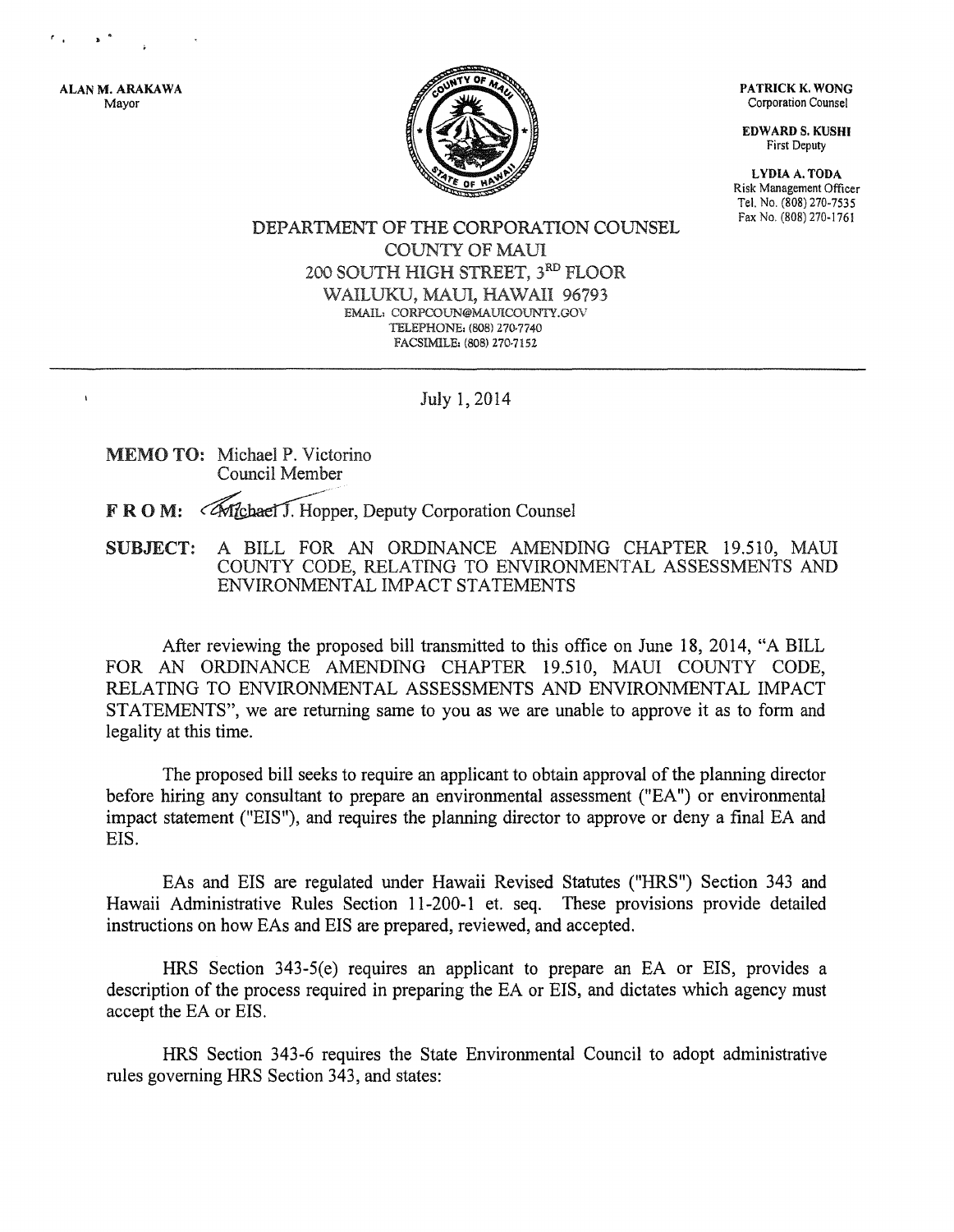ALAN M. ARAKAWA
Mayor

PATRICK K. WONG
Corporation Counsel

EDWARD S. KUSHI
First Deputy

LYDIA A. TODA
Risk Management Officer
Tel. No. (808) 270-7535
Fax No. (808) 270-1761

DEPARTMENT OF THE CORPORATION COUNSEL
COUNTY OF MAUI
200 SOUTH HIGH STREET, 3RD FLOOR
WAILUKU, MAUI, HAWAII 96793
EMAIL: CORPCOUN@MAUICOUNTY.GOV
TELEPHONE: (808) 270-7740
FACSIMILE: (808) 270-7152

July 1, 2014

**MEMO TO:** Michael P. Victorino
Council Member

**F R O M:** Michael J. Hopper, Deputy Corporation Counsel

**SUBJECT:** A BILL FOR AN ORDINANCE AMENDING CHAPTER 19.510, MAUI COUNTY CODE, RELATING TO ENVIRONMENTAL ASSESSMENTS AND ENVIRONMENTAL IMPACT STATEMENTS

After reviewing the proposed bill transmitted to this office on June 18, 2014, "A BILL FOR AN ORDINANCE AMENDING CHAPTER 19.510, MAUI COUNTY CODE, RELATING TO ENVIRONMENTAL ASSESSMENTS AND ENVIRONMENTAL IMPACT STATEMENTS", we are returning same to you as we are unable to approve it as to form and legality at this time.

The proposed bill seeks to require an applicant to obtain approval of the planning director before hiring any consultant to prepare an environmental assessment ("EA") or environmental impact statement ("EIS"), and requires the planning director to approve or deny a final EA and EIS.

EAs and EIS are regulated under Hawaii Revised Statutes ("HRS") Section 343 and Hawaii Administrative Rules Section 11-200-1 et. seq. These provisions provide detailed instructions on how EAs and EIS are prepared, reviewed, and accepted.

HRS Section 343-5(e) requires an applicant to prepare an EA or EIS, provides a description of the process required in preparing the EA or EIS, and dictates which agency must accept the EA or EIS.

HRS Section 343-6 requires the State Environmental Council to adopt administrative rules governing HRS Section 343, and states: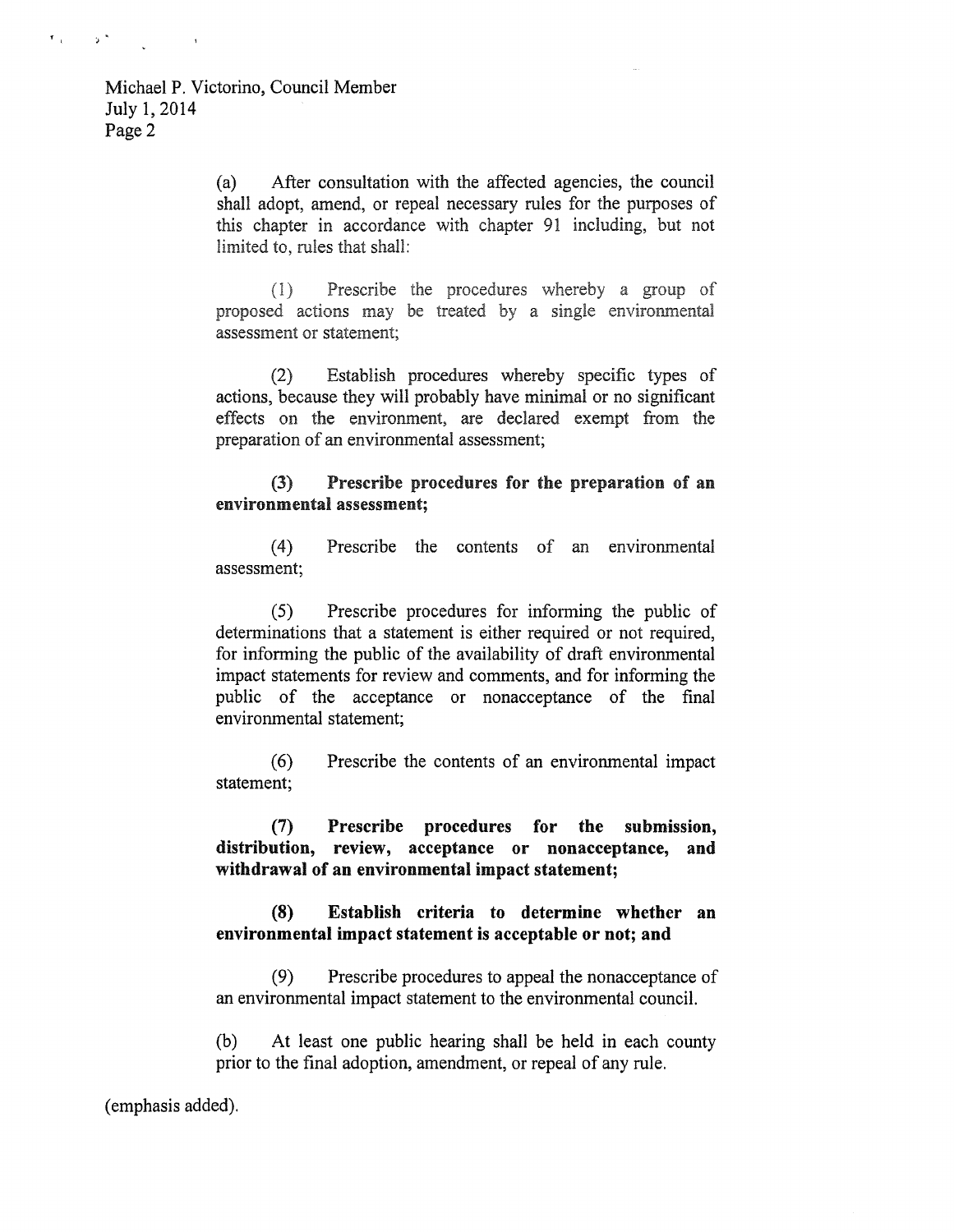(a) After consultation with the affected agencies, the council shall adopt, amend, or repeal necessary rules for the purposes of this chapter in accordance with chapter 91 including, but not limited to, rules that shall:

(1) Prescribe the procedures whereby a group of proposed actions may be treated by a single environmental assessment or statement;

(2) Establish procedures whereby specific types of actions, because they will probably have minimal or no significant effects on the environment, are declared exempt from the preparation of an environmental assessment;

**(3) Prescribe procedures for the preparation of an environmental assessment;**

(4) Prescribe the contents of an environmental assessment;

(5) Prescribe procedures for informing the public of determinations that a statement is either required or not required, for informing the public of the availability of draft environmental impact statements for review and comments, and for informing the public of the acceptance or nonacceptance of the final environmental statement;

(6) Prescribe the contents of an environmental impact statement;

**(7) Prescribe procedures for the submission, distribution, review, acceptance or nonacceptance, and withdrawal of an environmental impact statement;**

**(8) Establish criteria to determine whether an environmental impact statement is acceptable or not; and**

(9) Prescribe procedures to appeal the nonacceptance of an environmental impact statement to the environmental council.

(b) At least one public hearing shall be held in each county prior to the final adoption, amendment, or repeal of any rule.

(emphasis added).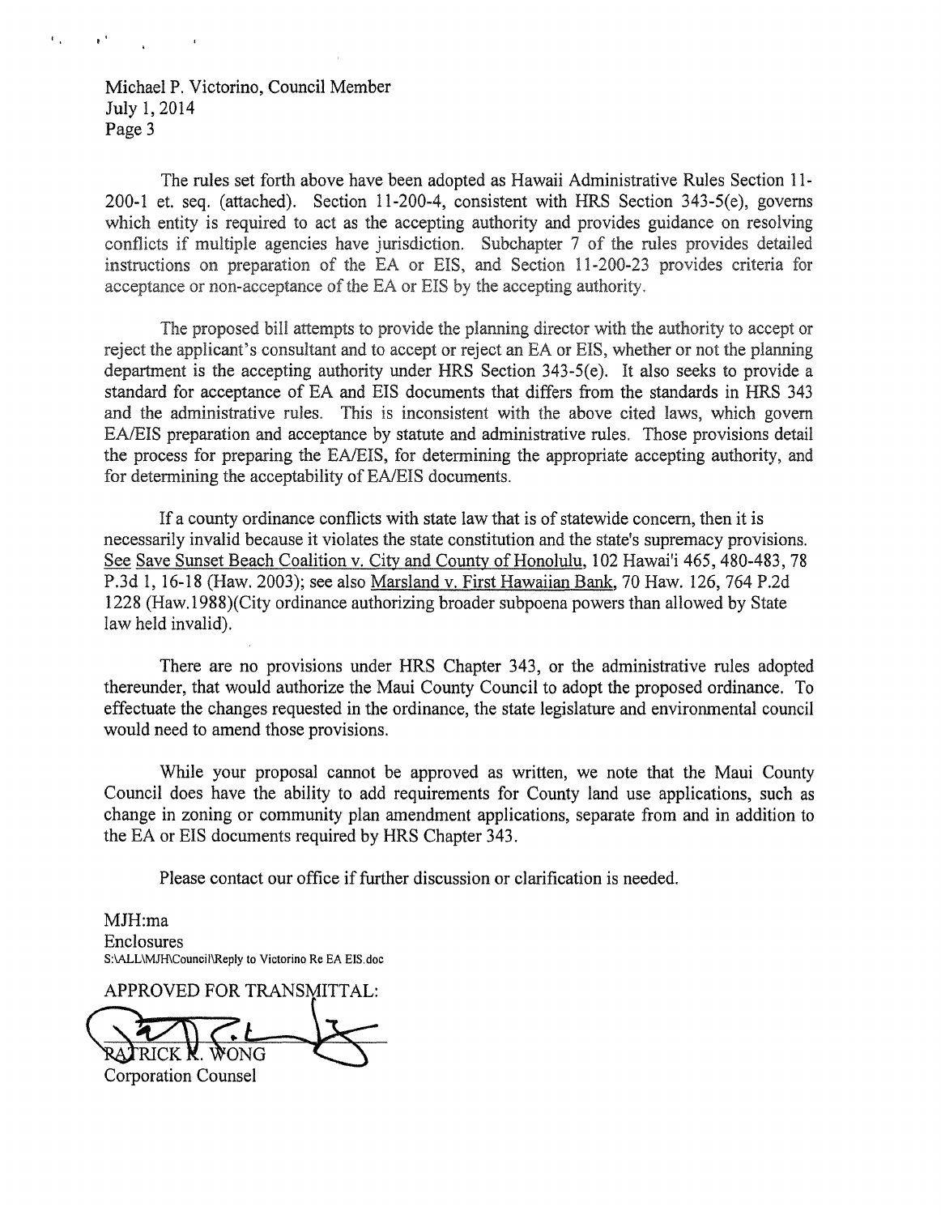Michael P. Victorino, Council Member
July 1, 2014
Page 3

The rules set forth above have been adopted as Hawaii Administrative Rules Section 11-200-1 et. seq. (attached). Section 11-200-4, consistent with HRS Section 343-5(e), governs which entity is required to act as the accepting authority and provides guidance on resolving conflicts if multiple agencies have jurisdiction. Subchapter 7 of the rules provides detailed instructions on preparation of the EA or EIS, and Section 11-200-23 provides criteria for acceptance or non-acceptance of the EA or EIS by the accepting authority.

The proposed bill attempts to provide the planning director with the authority to accept or reject the applicant's consultant and to accept or reject an EA or EIS, whether or not the planning department is the accepting authority under HRS Section 343-5(e). It also seeks to provide a standard for acceptance of EA and EIS documents that differs from the standards in HRS 343 and the administrative rules. This is inconsistent with the above cited laws, which govern EA/EIS preparation and acceptance by statute and administrative rules. Those provisions detail the process for preparing the EA/EIS, for determining the appropriate accepting authority, and for determining the acceptability of EA/EIS documents.

If a county ordinance conflicts with state law that is of statewide concern, then it is necessarily invalid because it violates the state constitution and the state's supremacy provisions. See Save Sunset Beach Coalition v. City and County of Honolulu, 102 Hawai'i 465, 480-483, 78 P.3d 1, 16-18 (Haw. 2003); see also Marsland v. First Hawaiian Bank, 70 Haw. 126, 764 P.2d 1228 (Haw.1988)(City ordinance authorizing broader subpoena powers than allowed by State law held invalid).

There are no provisions under HRS Chapter 343, or the administrative rules adopted thereunder, that would authorize the Maui County Council to adopt the proposed ordinance. To effectuate the changes requested in the ordinance, the state legislature and environmental council would need to amend those provisions.

While your proposal cannot be approved as written, we note that the Maui County Council does have the ability to add requirements for County land use applications, such as change in zoning or community plan amendment applications, separate from and in addition to the EA or EIS documents required by HRS Chapter 343.

Please contact our office if further discussion or clarification is needed.

MJH:ma
Enclosures
S:\ALL\MJH\Council\Reply to Victorino Re EA EIS.doc

APPROVED FOR TRANSMITTAL:

PATRICK K. WONG
Corporation Counsel